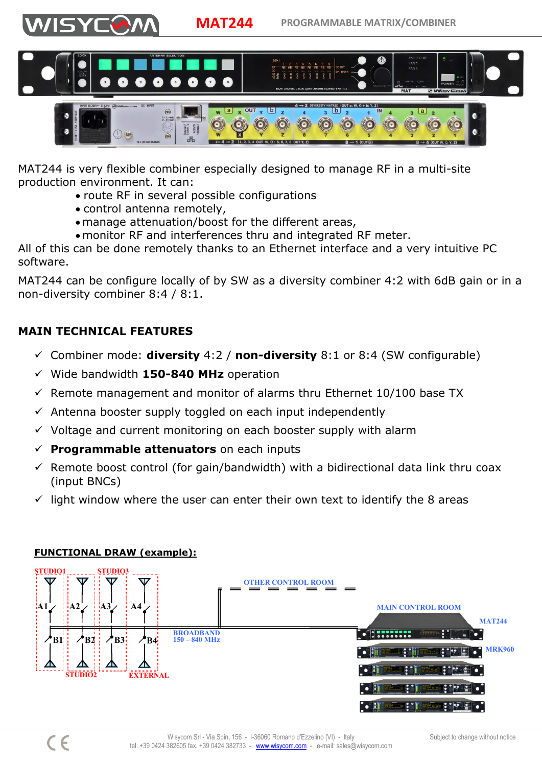# MAT244

PROGRAMMABLE MATRIX/COMBINER

MAT244 is very flexible combiner especially designed to manage RF in a multi-site production environment. It can:

- route RF in several possible configurations
- control antenna remotely,
- manage attenuation/boost for the different areas,
- monitor RF and interferences thru and integrated RF meter.

All of this can be done remotely thanks to an Ethernet interface and a very intuitive PC software.

MAT244 can be configure locally of by SW as a diversity combiner 4:2 with 6dB gain or in a non-diversity combiner 8:4 / 8:1.

## MAIN TECHNICAL FEATURES

- ✓ Combiner mode: **diversity** 4:2 / **non-diversity** 8:1 or 8:4 (SW configurable)
- ✓ Wide bandwidth **150-840 MHz** operation
- ✓ Remote management and monitor of alarms thru Ethernet 10/100 base TX
- ✓ Antenna booster supply toggled on each input independently
- ✓ Voltage and current monitoring on each booster supply with alarm
- ✓ **Programmable attenuators** on each inputs
- ✓ Remote boost control (for gain/bandwidth) with a bidirectional data link thru coax (input BNCs)
- ✓ light window where the user can enter their own text to identify the 8 areas

## FUNCTIONAL DRAW (example):

STUDIO1, STUDIO3, STUDIO2, EXTERNAL, A1, A2, A3, A4, B1, B2, B3, B4, OTHER CONTROL ROOM, BROADBAND 150 – 840 MHz, MAIN CONTROL ROOM, MAT244, MRK960

Wisycom Srl - Via Spin, 156 - I-36060 Romano d'Ezzelino (VI) - Italy
tel. +39 0424 382605 fax. +39 0424 382733 - www.wisycom.com - e-mail: sales@wisycom.com

Subject to change without notice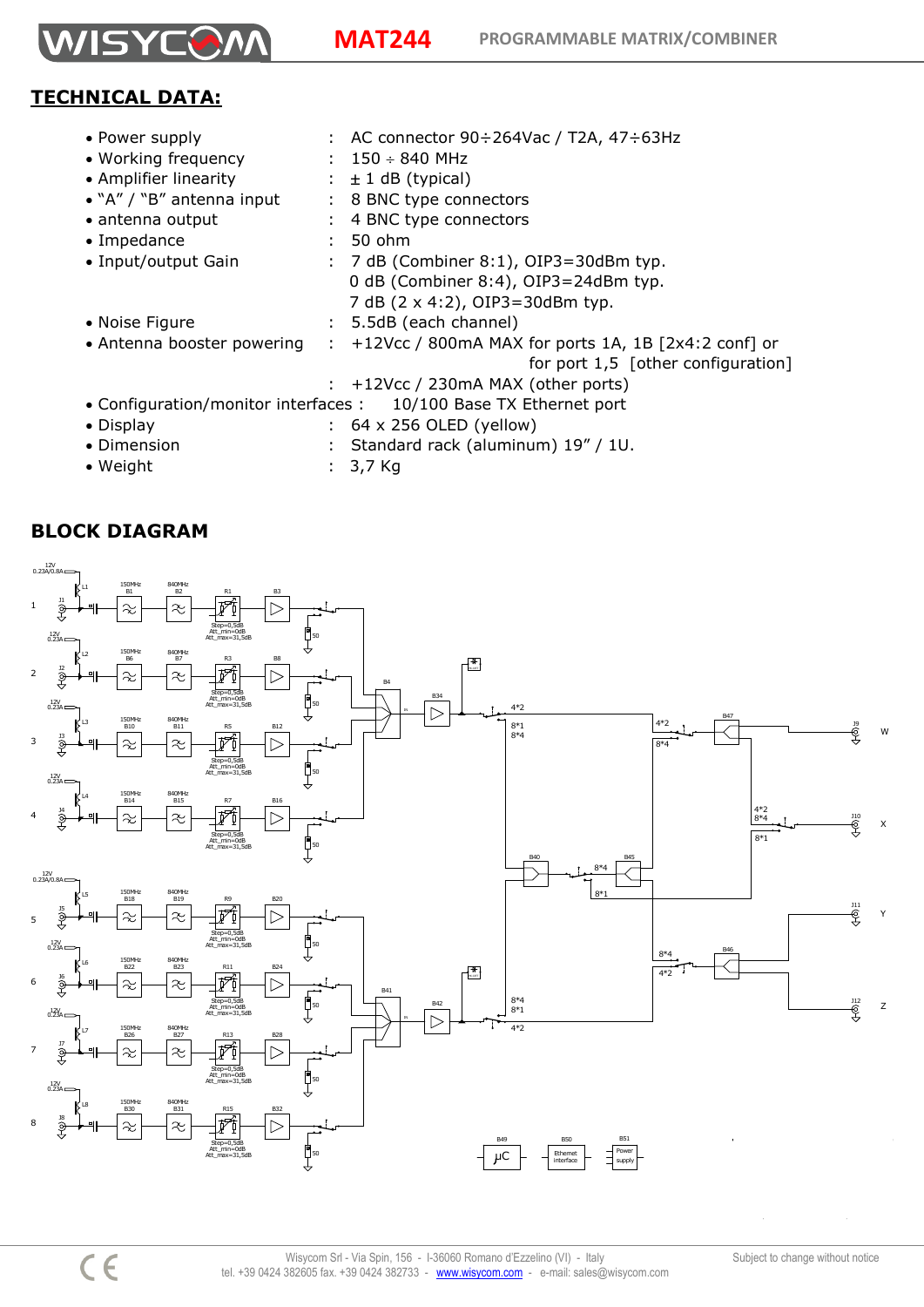## TECHNICAL DATA:

- Power supply : AC connector 90÷264Vac / T2A, 47÷63Hz
- Working frequency : 150 ÷ 840 MHz
- Amplifier linearity : ± 1 dB (typical)
- "A" / "B" antenna input : 8 BNC type connectors
- antenna output : 4 BNC type connectors
- Impedance : 50 ohm
- Input/output Gain : 7 dB (Combiner 8:1), OIP3=30dBm typ.
  0 dB (Combiner 8:4), OIP3=24dBm typ.
  7 dB (2 x 4:2), OIP3=30dBm typ.
- Noise Figure : 5.5dB (each channel)
- Antenna booster powering : +12Vcc / 800mA MAX for ports 1A, 1B [2x4:2 conf] or for port 1,5 [other configuration]
  : +12Vcc / 230mA MAX (other ports)
- Configuration/monitor interfaces : 10/100 Base TX Ethernet port
- Display : 64 x 256 OLED (yellow)
- Dimension : Standard rack (aluminum) 19" / 1U.
- Weight : 3,7 Kg

## BLOCK DIAGRAM

12V 0.23A/0.8A
12V 0.23A
1 2 3 4 5 6 7 8
J1 J2 J3 J4 J5 J6 J7 J8
L1 L2 L3 L4 L5 L6 L7 L8
150MHz 840MHz
B1 B2 B6 B7 B10 B11 B14 B15 B18 B19 B22 B23 B26 B27 B30 B31
R1 R3 R5 R7 R9 R11 R13 R15
Step=0,5dB Att_min=0dB Att_max=31,5dB
B3 B8 B12 B16 B20 B24 B28 B32
50
B4 B34 B41 B42
4*2 8*1 8*4
B47 B40 B45 B46
J9 W
J10 X
J11 Y
J12 Z
B49 μC
B50 Ethernet interface
B51 Power supply

Wisycom Srl - Via Spin, 156 - I-36060 Romano d'Ezzelino (VI) - Italy
tel. +39 0424 382605 fax. +39 0424 382733 - www.wisycom.com - e-mail: sales@wisycom.com
Subject to change without notice